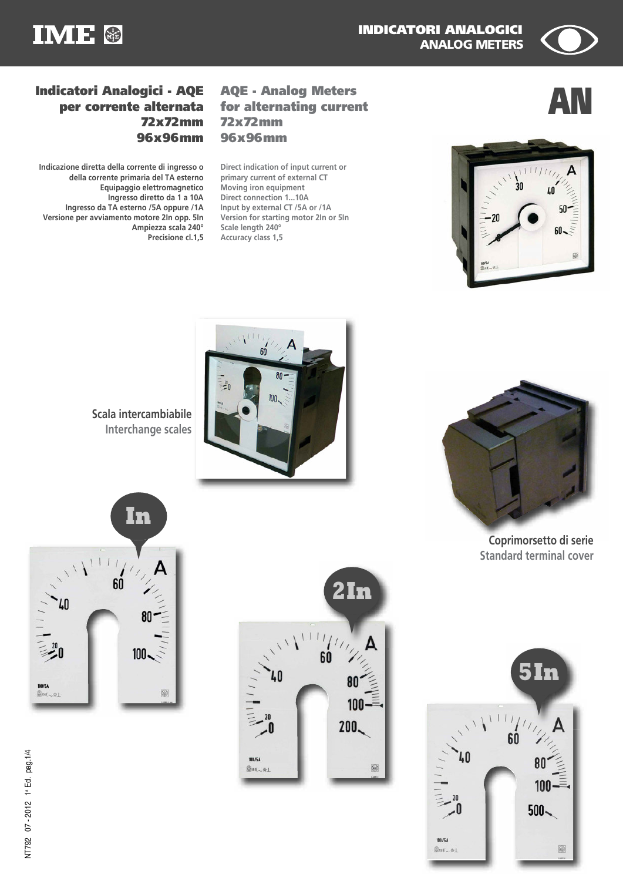# Indicatori Analogici - AQE per corrente alternata 72x72mm 96x96mm

# AQE - Analog Meters for alternating current 72x72mm 96x96mm

**AN**

Indicazione diretta della corrente di ingresso o della corrente primaria del TA esterno
Equipaggio elettromagnetico
Ingresso diretto da 1 a 10A
Ingresso da TA esterno /5A oppure /1A
Versione per avviamento motore 2In opp. 5In
Ampiezza scala 240°
Precisione cl.1,5

Direct indication of input current or primary current of external CT
Moving iron equipment
Direct connection 1...10A
Input by external CT /5A or /1A
Version for starting motor 2In or 5In
Scale length 240°
Accuracy class 1,5

Scala intercambiabile
Interchange scales

Coprimorsetto di serie
Standard terminal cover

In

2In

5In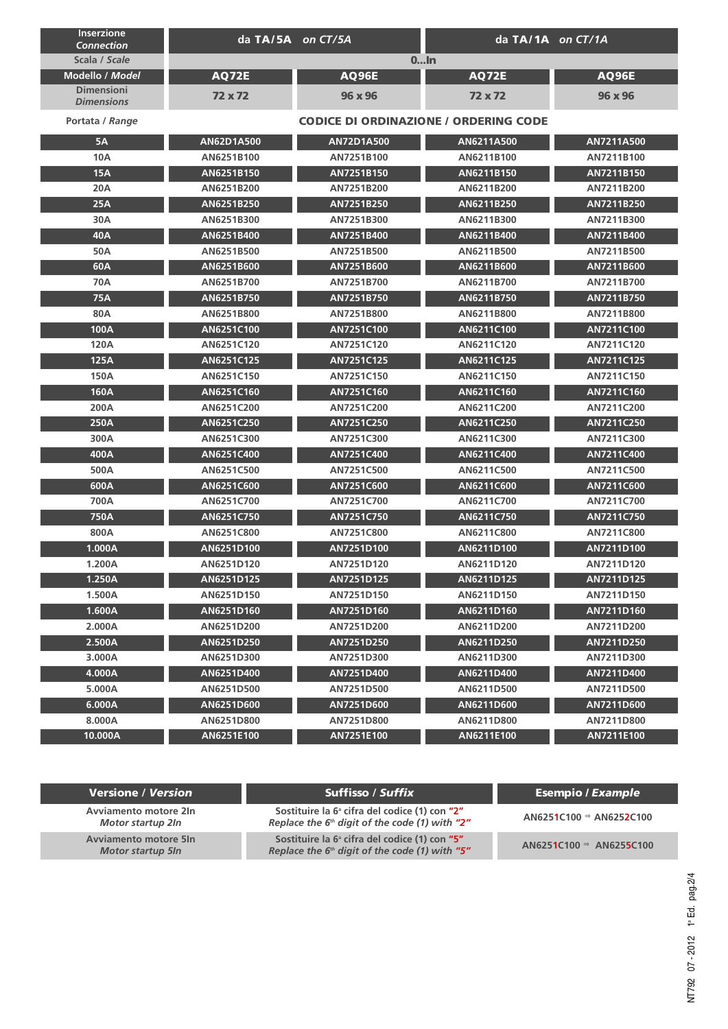| Inserzione *Connection* | da **TA/5A** *on CT/5A* | | da **TA/1A** *on CT/1A* | |
|---|---|---|---|---|
| Scala / *Scale* | 0...In | | | |
| Modello / *Model* | AQ72E | AQ96E | AQ72E | AQ96E |
| Dimensioni *Dimensions* | 72 x 72 | 96 x 96 | 72 x 72 | 96 x 96 |
| Portata / *Range* | CODICE DI ORDINAZIONE / ORDERING CODE | | | |
| 5A | AN62D1A500 | AN72D1A500 | AN6211A500 | AN7211A500 |
| 10A | AN6251B100 | AN7251B100 | AN6211B100 | AN7211B100 |
| 15A | AN6251B150 | AN7251B150 | AN6211B150 | AN7211B150 |
| 20A | AN6251B200 | AN7251B200 | AN6211B200 | AN7211B200 |
| 25A | AN6251B250 | AN7251B250 | AN6211B250 | AN7211B250 |
| 30A | AN6251B300 | AN7251B300 | AN6211B300 | AN7211B300 |
| 40A | AN6251B400 | AN7251B400 | AN6211B400 | AN7211B400 |
| 50A | AN6251B500 | AN7251B500 | AN6211B500 | AN7211B500 |
| 60A | AN6251B600 | AN7251B600 | AN6211B600 | AN7211B600 |
| 70A | AN6251B700 | AN7251B700 | AN6211B700 | AN7211B700 |
| 75A | AN6251B750 | AN7251B750 | AN6211B750 | AN7211B750 |
| 80A | AN6251B800 | AN7251B800 | AN6211B800 | AN7211B800 |
| 100A | AN6251C100 | AN7251C100 | AN6211C100 | AN7211C100 |
| 120A | AN6251C120 | AN7251C120 | AN6211C120 | AN7211C120 |
| 125A | AN6251C125 | AN7251C125 | AN6211C125 | AN7211C125 |
| 150A | AN6251C150 | AN7251C150 | AN6211C150 | AN7211C150 |
| 160A | AN6251C160 | AN7251C160 | AN6211C160 | AN7211C160 |
| 200A | AN6251C200 | AN7251C200 | AN6211C200 | AN7211C200 |
| 250A | AN6251C250 | AN7251C250 | AN6211C250 | AN7211C250 |
| 300A | AN6251C300 | AN7251C300 | AN6211C300 | AN7211C300 |
| 400A | AN6251C400 | AN7251C400 | AN6211C400 | AN7211C400 |
| 500A | AN6251C500 | AN7251C500 | AN6211C500 | AN7211C500 |
| 600A | AN6251C600 | AN7251C600 | AN6211C600 | AN7211C600 |
| 700A | AN6251C700 | AN7251C700 | AN6211C700 | AN7211C700 |
| 750A | AN6251C750 | AN7251C750 | AN6211C750 | AN7211C750 |
| 800A | AN6251C800 | AN7251C800 | AN6211C800 | AN7211C800 |
| 1.000A | AN6251D100 | AN7251D100 | AN6211D100 | AN7211D100 |
| 1.200A | AN6251D120 | AN7251D120 | AN6211D120 | AN7211D120 |
| 1.250A | AN6251D125 | AN7251D125 | AN6211D125 | AN7211D125 |
| 1.500A | AN6251D150 | AN7251D150 | AN6211D150 | AN7211D150 |
| 1.600A | AN6251D160 | AN7251D160 | AN6211D160 | AN7211D160 |
| 2.000A | AN6251D200 | AN7251D200 | AN6211D200 | AN7211D200 |
| 2.500A | AN6251D250 | AN7251D250 | AN6211D250 | AN7211D250 |
| 3.000A | AN6251D300 | AN7251D300 | AN6211D300 | AN7211D300 |
| 4.000A | AN6251D400 | AN7251D400 | AN6211D400 | AN7211D400 |
| 5.000A | AN6251D500 | AN7251D500 | AN6211D500 | AN7211D500 |
| 6.000A | AN6251D600 | AN7251D600 | AN6211D600 | AN7211D600 |
| 8.000A | AN6251D800 | AN7251D800 | AN6211D800 | AN7211D800 |
| 10.000A | AN6251E100 | AN7251E100 | AN6211E100 | AN7211E100 |

| Versione / *Version* | Suffisso / *Suffix* | Esempio / *Example* |
|---|---|---|
| Avviamento motore 2In *Motor startup 2In* | Sostituire la 6ª cifra del codice (1) con "2" *Replace the 6th digit of the code (1) with "2"* | AN6251C100 ⇒ AN6252C100 |
| Avviamento motore 5In *Motor startup 5In* | Sostituire la 6ª cifra del codice (1) con "5" *Replace the 6th digit of the code (1) with "5"* | AN6251C100 ⇒ AN6255C100 |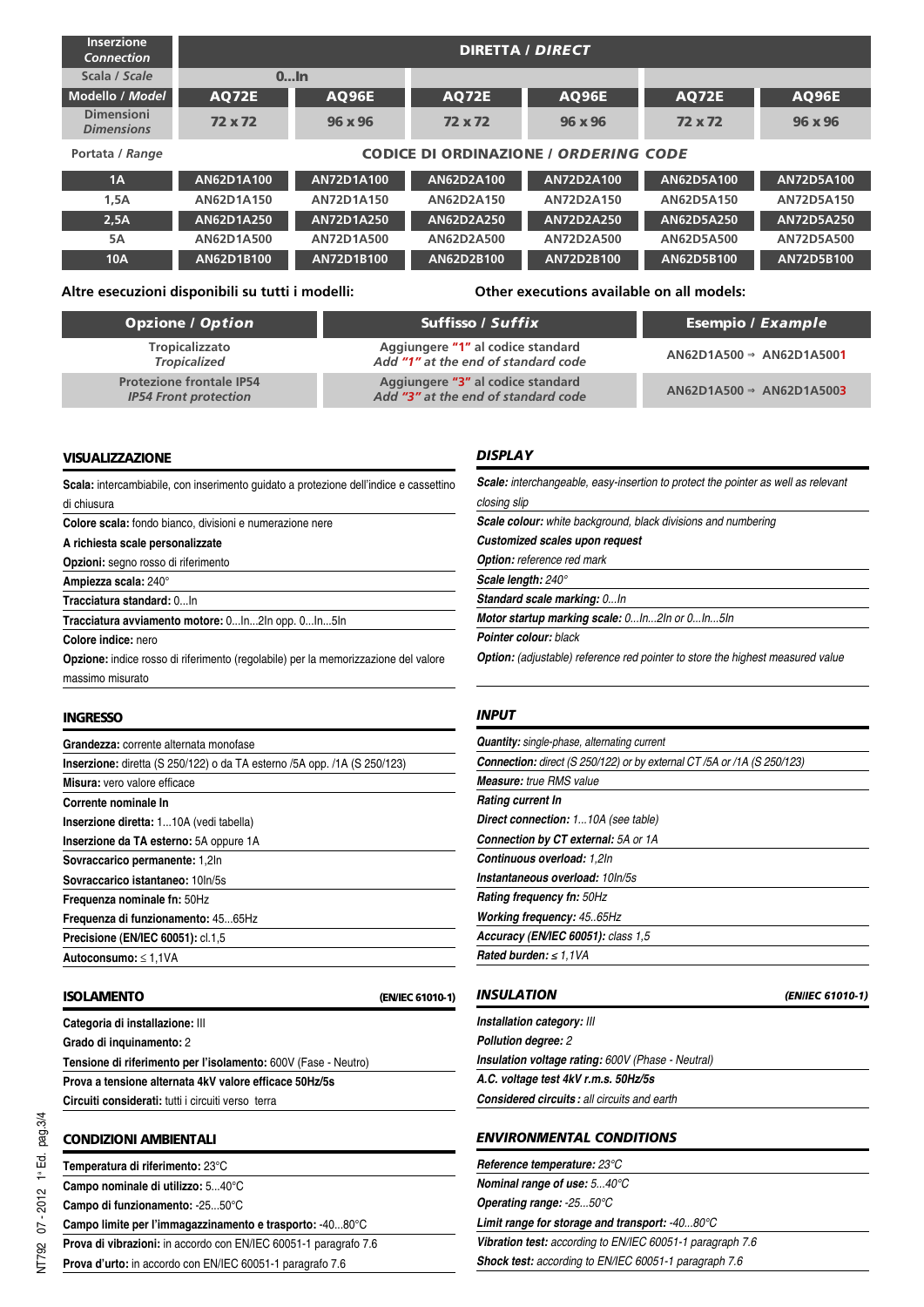| Inserzione / *Connection* | DIRETTA / *DIRECT* | | | | | |
|---|---|---|---|---|---|---|
| Scala / *Scale* | 0...In | | | | | |
| Modello / *Model* | AQ72E | AQ96E | AQ72E | AQ96E | AQ72E | AQ96E |
| Dimensioni / *Dimensions* | 72 x 72 | 96 x 96 | 72 x 72 | 96 x 96 | 72 x 72 | 96 x 96 |
| Portata / *Range* | CODICE DI ORDINAZIONE / *ORDERING CODE* | | | | | |
| 1A | AN62D1A100 | AN72D1A100 | AN62D2A100 | AN72D2A100 | AN62D5A100 | AN72D5A100 |
| 1,5A | AN62D1A150 | AN72D1A150 | AN62D2A150 | AN72D2A150 | AN62D5A150 | AN72D5A150 |
| 2,5A | AN62D1A250 | AN72D1A250 | AN62D2A250 | AN72D2A250 | AN62D5A250 | AN72D5A250 |
| 5A | AN62D1A500 | AN72D1A500 | AN62D2A500 | AN72D2A500 | AN62D5A500 | AN72D5A500 |
| 10A | AN62D1B100 | AN72D1B100 | AN62D2B100 | AN72D2B100 | AN62D5B100 | AN72D5B100 |

**Altre esecuzioni disponibili su tutti i modelli:** / **Other executions available on all models:**

| Opzione / *Option* | Suffisso / *Suffix* | Esempio / *Example* |
|---|---|---|
| Tropicalizzato / *Tropicalized* | Aggiungere "1" al codice standard / *Add "1" at the end of standard code* | AN62D1A500 ⇒ AN62D1A5001 |
| Protezione frontale IP54 / *IP54 Front protection* | Aggiungere "3" al codice standard / *Add "3" at the end of standard code* | AN62D1A500 ⇒ AN62D1A5003 |

## VISUALIZZAZIONE

**Scala:** intercambiabile, con inserimento guidato a protezione dell'indice e cassettino di chiusura

**Colore scala:** fondo bianco, divisioni e numerazione nere

**A richiesta scale personalizzate**

**Opzioni:** segno rosso di riferimento

**Ampiezza scala:** 240°

**Tracciatura standard:** 0...In

**Tracciatura avviamento motore:** 0...In...2In opp. 0...In...5In

**Colore indice:** nero

**Opzione:** indice rosso di riferimento (regolabile) per la memorizzazione del valore massimo misurato

## INGRESSO

**Grandezza:** corrente alternata monofase

**Inserzione:** diretta (S 250/122) o da TA esterno /5A opp. /1A (S 250/123)

**Misura:** vero valore efficace

**Corrente nominale In**

**Inserzione diretta:** 1...10A (vedi tabella)

**Inserzione da TA esterno:** 5A oppure 1A

**Sovraccarico permanente:** 1,2In

**Sovraccarico istantaneo:** 10In/5s

**Frequenza nominale fn:** 50Hz

**Frequenza di funzionamento:** 45...65Hz

**Precisione (EN/IEC 60051):** cl.1,5

**Autoconsumo:** ≤ 1,1VA

## ISOLAMENTO (EN/IEC 61010-1)

**Categoria di installazione:** III

**Grado di inquinamento:** 2

**Tensione di riferimento per l'isolamento:** 600V (Fase - Neutro)

**Prova a tensione alternata 4kV valore efficace 50Hz/5s**

**Circuiti considerati:** tutti i circuiti verso terra

## CONDIZIONI AMBIENTALI

**Temperatura di riferimento:** 23°C

**Campo nominale di utilizzo:** 5...40°C

**Campo di funzionamento:** -25...50°C

**Campo limite per l'immagazzinamento e trasporto:** -40...80°C

**Prova di vibrazioni:** in accordo con EN/IEC 60051-1 paragrafo 7.6

**Prova d'urto:** in accordo con EN/IEC 60051-1 paragrafo 7.6

## *DISPLAY*

***Scale:*** *interchangeable, easy-insertion to protect the pointer as well as relevant closing slip*

***Scale colour:*** *white background, black divisions and numbering*

***Customized scales upon request***

***Option:*** *reference red mark*

***Scale length:*** *240°*

***Standard scale marking:*** *0...In*

***Motor startup marking scale:*** *0...In...2In or 0...In...5In*

***Pointer colour:*** *black*

***Option:*** *(adjustable) reference red pointer to store the highest measured value*

## *INPUT*

***Quantity:*** *single-phase, alternating current*

***Connection:*** *direct (S 250/122) or by external CT /5A or /1A (S 250/123)*

***Measure:*** *true RMS value*

***Rating current In***

***Direct connection:*** *1...10A (see table)*

***Connection by CT external:*** *5A or 1A*

***Continuous overload:*** *1,2In*

***Instantaneous overload:*** *10In/5s*

***Rating frequency fn:*** *50Hz*

***Working frequency:*** *45..65Hz*

***Accuracy (EN/IEC 60051):*** *class 1,5*

***Rated burden:*** *≤ 1,1VA*

## *INSULATION (EN/IEC 61010-1)*

***Installation category:*** *III*

***Pollution degree:*** *2*

***Insulation voltage rating:*** *600V (Phase - Neutral)*

***A.C. voltage test 4kV r.m.s. 50Hz/5s***

***Considered circuits :*** *all circuits and earth*

## *ENVIRONMENTAL CONDITIONS*

***Reference temperature:*** *23°C*

***Nominal range of use:*** *5...40°C*

***Operating range:*** *-25...50°C*

***Limit range for storage and transport:*** *-40...80°C*

***Vibration test:*** *according to EN/IEC 60051-1 paragraph 7.6*

***Shock test:*** *according to EN/IEC 60051-1 paragraph 7.6*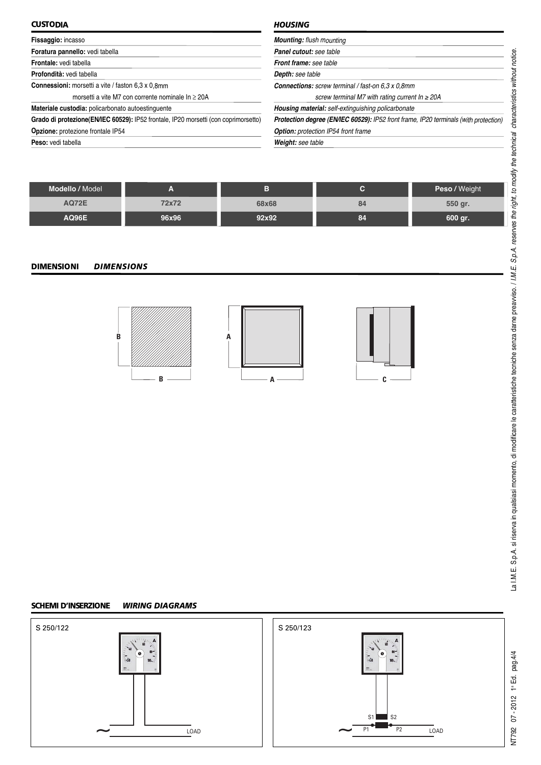## CUSTODIA

**Fissaggio:** incasso

**Foratura pannello:** vedi tabella

**Frontale:** vedi tabella

**Profondità:** vedi tabella

**Connessioni:** morsetti a vite / faston 6,3 x 0,8mm
morsetti a vite M7 con corrente nominale In ≥ 20A

**Materiale custodia:** policarbonato autoestinguente

**Grado di protezione(EN/IEC 60529):** IP52 frontale, IP20 morsetti (con coprimorsetto)

**Opzione:** protezione frontale IP54

**Peso:** vedi tabella

## *HOUSING*

***Mounting:*** *flush mounting*

***Panel cutout:*** *see table*

***Front frame:*** *see table*

***Depth:*** *see table*

***Connections:*** *screw terminal / fast-on 6,3 x 0,8mm*
*screw terminal M7 with rating current In ≥ 20A*

***Housing material:*** *self-extinguishing policarbonate*

***Protection degree (EN/IEC 60529):*** *IP52 front frame, IP20 terminals (with protection)*

***Option:*** *protection IP54 front frame*

***Weight:*** *see table*

| Modello / Model | A | B | C | Peso / Weight |
|---|---|---|---|---|
| AQ72E | 72x72 | 68x68 | 84 | 550 gr. |
| AQ96E | 96x96 | 92x92 | 84 | 600 gr. |

## DIMENSIONI *DIMENSIONS*

B

B

A

A

C

## SCHEMI D'INSERZIONE *WIRING DIAGRAMS*

S 250/122

~

LOAD

S 250/123

S1 S2

P1 P2

~

LOAD

La I.M.E. S.p.A. si riserva in qualsiasi momento, di modificare le caratteristiche tecniche senza darne preavviso. / *I.M.E. S.p.A. reserves the right, to modify the technical characteristics without notice.*

NT792 07 - 2012 1° Ed.